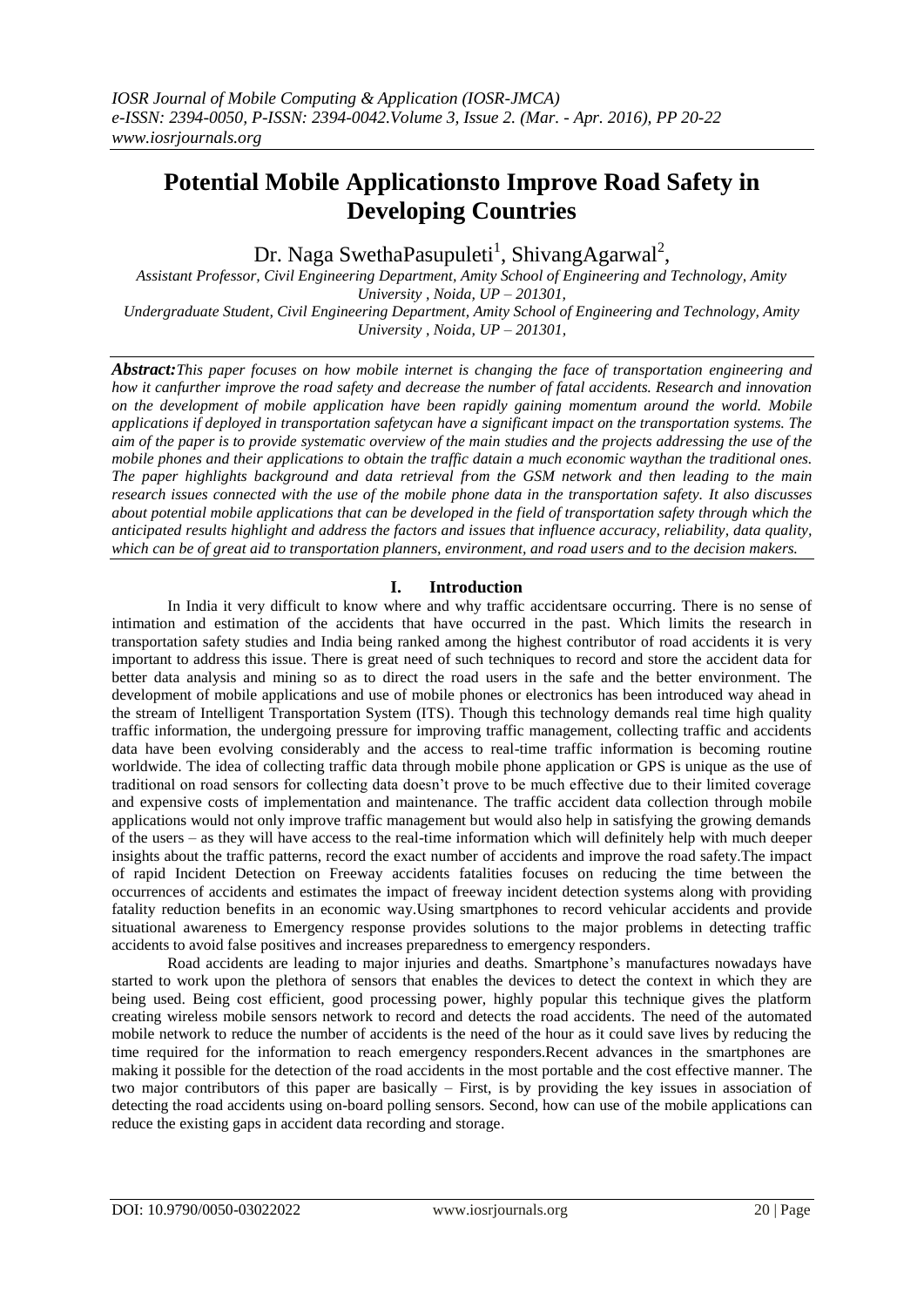# Potential Mobile Applicationsto Improve Road Safety in Developing Countries

Dr. Naga SwethaPasupuleti[1], ShivangAgarwal[2],

*Assistant Professor, Civil Engineering Department, Amity School of Engineering and Technology, Amity University , Noida, UP – 201301,*
*Undergraduate Student, Civil Engineering Department, Amity School of Engineering and Technology, Amity University , Noida, UP – 201301,*

***Abstract:****This paper focuses on how mobile internet is changing the face of transportation engineering and how it canfurther improve the road safety and decrease the number of fatal accidents. Research and innovation on the development of mobile application have been rapidly gaining momentum around the world. Mobile applications if deployed in transportation safetycan have a significant impact on the transportation systems. The aim of the paper is to provide systematic overview of the main studies and the projects addressing the use of the mobile phones and their applications to obtain the traffic datain a much economic waythan the traditional ones. The paper highlights background and data retrieval from the GSM network and then leading to the main research issues connected with the use of the mobile phone data in the transportation safety. It also discusses about potential mobile applications that can be developed in the field of transportation safety through which the anticipated results highlight and address the factors and issues that influence accuracy, reliability, data quality, which can be of great aid to transportation planners, environment, and road users and to the decision makers.*

## I. Introduction

In India it very difficult to know where and why traffic accidentsare occurring. There is no sense of intimation and estimation of the accidents that have occurred in the past. Which limits the research in transportation safety studies and India being ranked among the highest contributor of road accidents it is very important to address this issue. There is great need of such techniques to record and store the accident data for better data analysis and mining so as to direct the road users in the safe and the better environment. The development of mobile applications and use of mobile phones or electronics has been introduced way ahead in the stream of Intelligent Transportation System (ITS). Though this technology demands real time high quality traffic information, the undergoing pressure for improving traffic management, collecting traffic and accidents data have been evolving considerably and the access to real-time traffic information is becoming routine worldwide. The idea of collecting traffic data through mobile phone application or GPS is unique as the use of traditional on road sensors for collecting data doesn't prove to be much effective due to their limited coverage and expensive costs of implementation and maintenance. The traffic accident data collection through mobile applications would not only improve traffic management but would also help in satisfying the growing demands of the users – as they will have access to the real-time information which will definitely help with much deeper insights about the traffic patterns, record the exact number of accidents and improve the road safety.The impact of rapid Incident Detection on Freeway accidents fatalities focuses on reducing the time between the occurrences of accidents and estimates the impact of freeway incident detection systems along with providing fatality reduction benefits in an economic way.Using smartphones to record vehicular accidents and provide situational awareness to Emergency response provides solutions to the major problems in detecting traffic accidents to avoid false positives and increases preparedness to emergency responders.

Road accidents are leading to major injuries and deaths. Smartphone's manufactures nowadays have started to work upon the plethora of sensors that enables the devices to detect the context in which they are being used. Being cost efficient, good processing power, highly popular this technique gives the platform creating wireless mobile sensors network to record and detects the road accidents. The need of the automated mobile network to reduce the number of accidents is the need of the hour as it could save lives by reducing the time required for the information to reach emergency responders.Recent advances in the smartphones are making it possible for the detection of the road accidents in the most portable and the cost effective manner. The two major contributors of this paper are basically – First, is by providing the key issues in association of detecting the road accidents using on-board polling sensors. Second, how can use of the mobile applications can reduce the existing gaps in accident data recording and storage.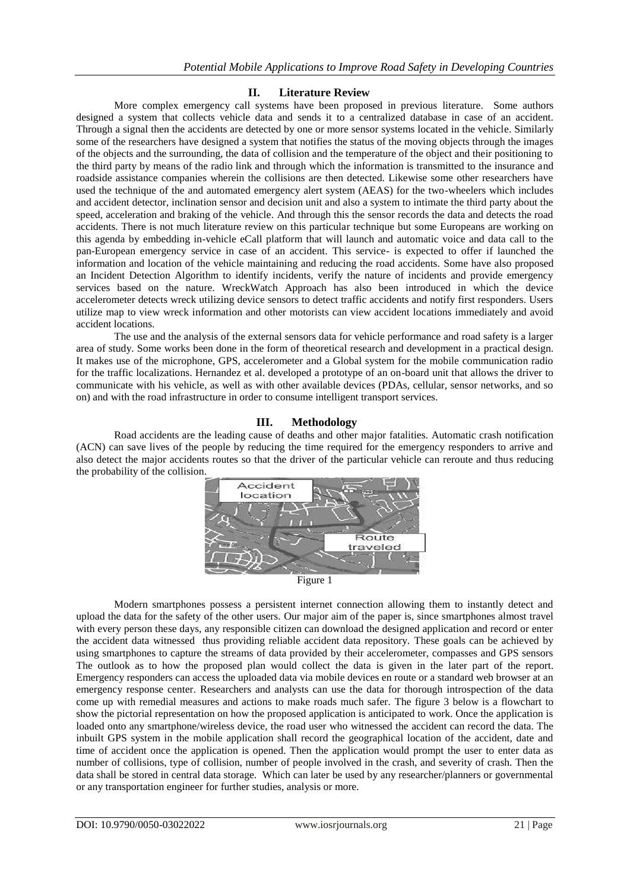## II. Literature Review

More complex emergency call systems have been proposed in previous literature. Some authors designed a system that collects vehicle data and sends it to a centralized database in case of an accident. Through a signal then the accidents are detected by one or more sensor systems located in the vehicle. Similarly some of the researchers have designed a system that notifies the status of the moving objects through the images of the objects and the surrounding, the data of collision and the temperature of the object and their positioning to the third party by means of the radio link and through which the information is transmitted to the insurance and roadside assistance companies wherein the collisions are then detected. Likewise some other researchers have used the technique of the and automated emergency alert system (AEAS) for the two-wheelers which includes and accident detector, inclination sensor and decision unit and also a system to intimate the third party about the speed, acceleration and braking of the vehicle. And through this the sensor records the data and detects the road accidents. There is not much literature review on this particular technique but some Europeans are working on this agenda by embedding in-vehicle eCall platform that will launch and automatic voice and data call to the pan-European emergency service in case of an accident. This service- is expected to offer if launched the information and location of the vehicle maintaining and reducing the road accidents. Some have also proposed an Incident Detection Algorithm to identify incidents, verify the nature of incidents and provide emergency services based on the nature. WreckWatch Approach has also been introduced in which the device accelerometer detects wreck utilizing device sensors to detect traffic accidents and notify first responders. Users utilize map to view wreck information and other motorists can view accident locations immediately and avoid accident locations.

The use and the analysis of the external sensors data for vehicle performance and road safety is a larger area of study. Some works been done in the form of theoretical research and development in a practical design. It makes use of the microphone, GPS, accelerometer and a Global system for the mobile communication radio for the traffic localizations. Hernandez et al. developed a prototype of an on-board unit that allows the driver to communicate with his vehicle, as well as with other available devices (PDAs, cellular, sensor networks, and so on) and with the road infrastructure in order to consume intelligent transport services.

## III. Methodology

Road accidents are the leading cause of deaths and other major fatalities. Automatic crash notification (ACN) can save lives of the people by reducing the time required for the emergency responders to arrive and also detect the major accidents routes so that the driver of the particular vehicle can reroute and thus reducing the probability of the collision.

Accident location

Route traveled

Figure 1

Modern smartphones possess a persistent internet connection allowing them to instantly detect and upload the data for the safety of the other users. Our major aim of the paper is, since smartphones almost travel with every person these days, any responsible citizen can download the designed application and record or enter the accident data witnessed thus providing reliable accident data repository. These goals can be achieved by using smartphones to capture the streams of data provided by their accelerometer, compasses and GPS sensors The outlook as to how the proposed plan would collect the data is given in the later part of the report. Emergency responders can access the uploaded data via mobile devices en route or a standard web browser at an emergency response center. Researchers and analysts can use the data for thorough introspection of the data come up with remedial measures and actions to make roads much safer. The figure 3 below is a flowchart to show the pictorial representation on how the proposed application is anticipated to work. Once the application is loaded onto any smartphone/wireless device, the road user who witnessed the accident can record the data. The inbuilt GPS system in the mobile application shall record the geographical location of the accident, date and time of accident once the application is opened. Then the application would prompt the user to enter data as number of collisions, type of collision, number of people involved in the crash, and severity of crash. Then the data shall be stored in central data storage. Which can later be used by any researcher/planners or governmental or any transportation engineer for further studies, analysis or more.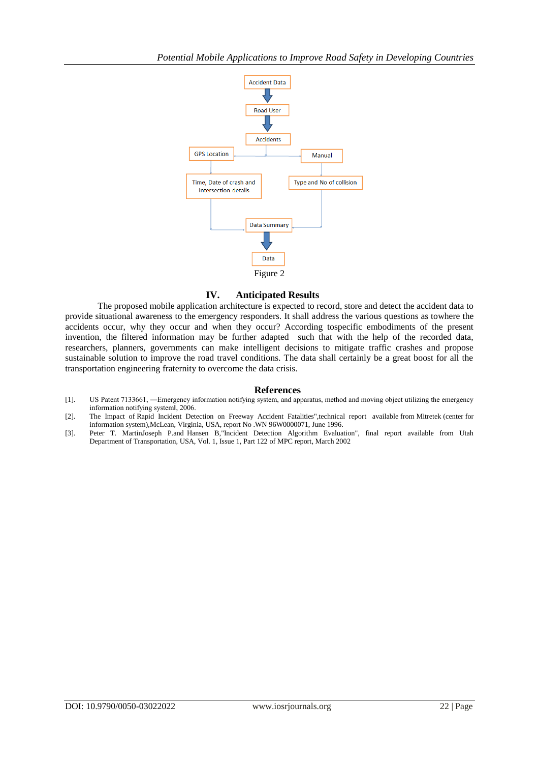Accident Data

Road User

Accidents

GPS Location

Manual

Time, Date of crash and Intersection details

Type and No of collision

Data Summary

Data

Figure 2

## IV. Anticipated Results

The proposed mobile application architecture is expected to record, store and detect the accident data to provide situational awareness to the emergency responders. It shall address the various questions as towhere the accidents occur, why they occur and when they occur? According tospecific embodiments of the present invention, the filtered information may be further adapted such that with the help of the recorded data, researchers, planners, governments can make intelligent decisions to mitigate traffic crashes and propose sustainable solution to improve the road travel conditions. The data shall certainly be a great boost for all the transportation engineering fraternity to overcome the data crisis.

## References

[1]. US Patent 7133661, ―Emergency information notifying system, and apparatus, method and moving object utilizing the emergency information notifying systeml, 2006.

[2]. The Impact of Rapid Incident Detection on Freeway Accident Fatalities",technical report available from Mitretek (center for information system),McLean, Virginia, USA, report No .WN 96W0000071, June 1996.

[3]. Peter T. MartinJoseph P.and Hansen B,"Incident Detection Algorithm Evaluation", final report available from Utah Department of Transportation, USA, Vol. 1, Issue 1, Part 122 of MPC report, March 2002